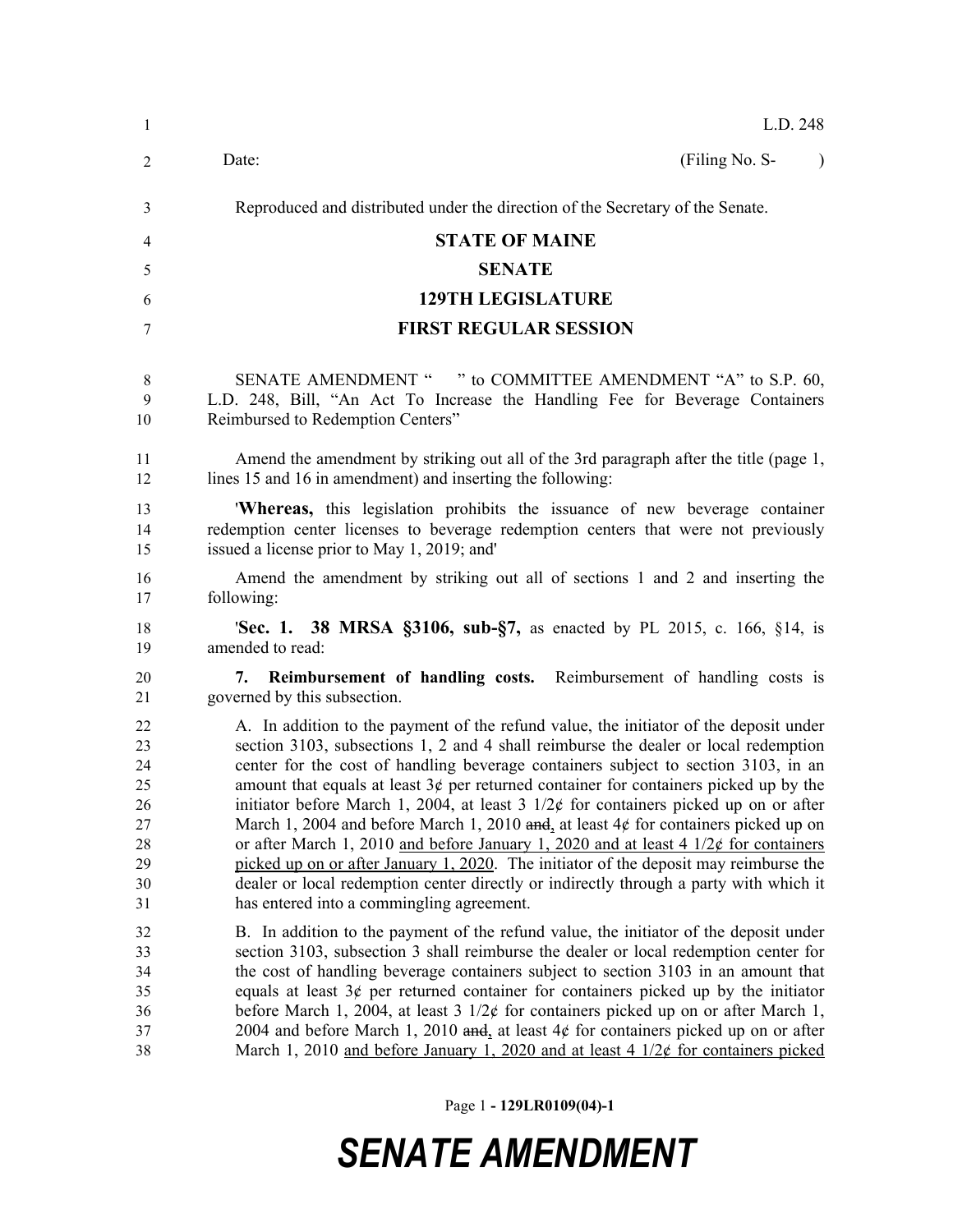L.D. 248

Date: (Filing No. S- )

Reproduced and distributed under the direction of the Secretary of the Senate.

**STATE OF MAINE**

**SENATE**

**129TH LEGISLATURE**

**FIRST REGULAR SESSION**

SENATE AMENDMENT " " to COMMITTEE AMENDMENT "A" to S.P. 60, L.D. 248, Bill, "An Act To Increase the Handling Fee for Beverage Containers Reimbursed to Redemption Centers"

Amend the amendment by striking out all of the 3rd paragraph after the title (page 1, lines 15 and 16 in amendment) and inserting the following:

'**Whereas,** this legislation prohibits the issuance of new beverage container redemption center licenses to beverage redemption centers that were not previously issued a license prior to May 1, 2019; and'

Amend the amendment by striking out all of sections 1 and 2 and inserting the following:

'**Sec. 1. 38 MRSA §3106, sub-§7,** as enacted by PL 2015, c. 166, §14, is amended to read:

**7. Reimbursement of handling costs.** Reimbursement of handling costs is governed by this subsection.

A. In addition to the payment of the refund value, the initiator of the deposit under section 3103, subsections 1, 2 and 4 shall reimburse the dealer or local redemption center for the cost of handling beverage containers subject to section 3103, in an amount that equals at least 3¢ per returned container for containers picked up by the initiator before March 1, 2004, at least 3 1/2¢ for containers picked up on or after March 1, 2004 and before March 1, 2010 ~~and~~, at least 4¢ for containers picked up on or after March 1, 2010 <u>and before January 1, 2020 and at least 4 1/2¢ for containers picked up on or after January 1, 2020</u>. The initiator of the deposit may reimburse the dealer or local redemption center directly or indirectly through a party with which it has entered into a commingling agreement.

B. In addition to the payment of the refund value, the initiator of the deposit under section 3103, subsection 3 shall reimburse the dealer or local redemption center for the cost of handling beverage containers subject to section 3103 in an amount that equals at least 3¢ per returned container for containers picked up by the initiator before March 1, 2004, at least 3 1/2¢ for containers picked up on or after March 1, 2004 and before March 1, 2010 ~~and~~, at least 4¢ for containers picked up on or after March 1, 2010 <u>and before January 1, 2020 and at least 4 1/2¢ for containers picked</u>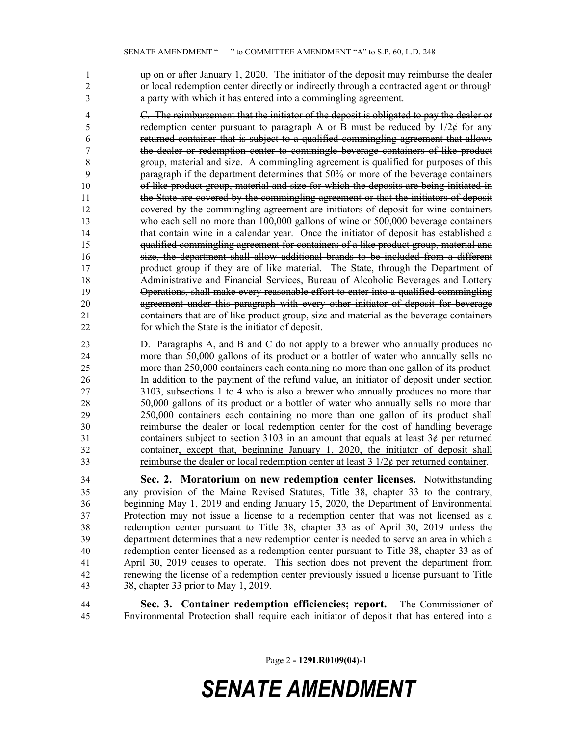up on or after January 1, 2020. The initiator of the deposit may reimburse the dealer or local redemption center directly or indirectly through a contracted agent or through a party with which it has entered into a commingling agreement.

~~C. The reimbursement that the initiator of the deposit is obligated to pay the dealer or redemption center pursuant to paragraph A or B must be reduced by 1/2¢ for any returned container that is subject to a qualified commingling agreement that allows the dealer or redemption center to commingle beverage containers of like product group, material and size. A commingling agreement is qualified for purposes of this paragraph if the department determines that 50% or more of the beverage containers of like product group, material and size for which the deposits are being initiated in the State are covered by the commingling agreement or that the initiators of deposit covered by the commingling agreement are initiators of deposit for wine containers who each sell no more than 100,000 gallons of wine or 500,000 beverage containers that contain wine in a calendar year. Once the initiator of deposit has established a qualified commingling agreement for containers of a like product group, material and size, the department shall allow additional brands to be included from a different product group if they are of like material. The State, through the Department of Administrative and Financial Services, Bureau of Alcoholic Beverages and Lottery Operations, shall make every reasonable effort to enter into a qualified commingling agreement under this paragraph with every other initiator of deposit for beverage containers that are of like product group, size and material as the beverage containers for which the State is the initiator of deposit.~~

D. Paragraphs A~~,~~ and B ~~and C~~ do not apply to a brewer who annually produces no more than 50,000 gallons of its product or a bottler of water who annually sells no more than 250,000 containers each containing no more than one gallon of its product. In addition to the payment of the refund value, an initiator of deposit under section 3103, subsections 1 to 4 who is also a brewer who annually produces no more than 50,000 gallons of its product or a bottler of water who annually sells no more than 250,000 containers each containing no more than one gallon of its product shall reimburse the dealer or local redemption center for the cost of handling beverage containers subject to section 3103 in an amount that equals at least 3¢ per returned container, except that, beginning January 1, 2020, the initiator of deposit shall reimburse the dealer or local redemption center at least 3 1/2¢ per returned container.

**Sec. 2. Moratorium on new redemption center licenses.** Notwithstanding any provision of the Maine Revised Statutes, Title 38, chapter 33 to the contrary, beginning May 1, 2019 and ending January 15, 2020, the Department of Environmental Protection may not issue a license to a redemption center that was not licensed as a redemption center pursuant to Title 38, chapter 33 as of April 30, 2019 unless the department determines that a new redemption center is needed to serve an area in which a redemption center licensed as a redemption center pursuant to Title 38, chapter 33 as of April 30, 2019 ceases to operate. This section does not prevent the department from renewing the license of a redemption center previously issued a license pursuant to Title 38, chapter 33 prior to May 1, 2019.

**Sec. 3. Container redemption efficiencies; report.** The Commissioner of Environmental Protection shall require each initiator of deposit that has entered into a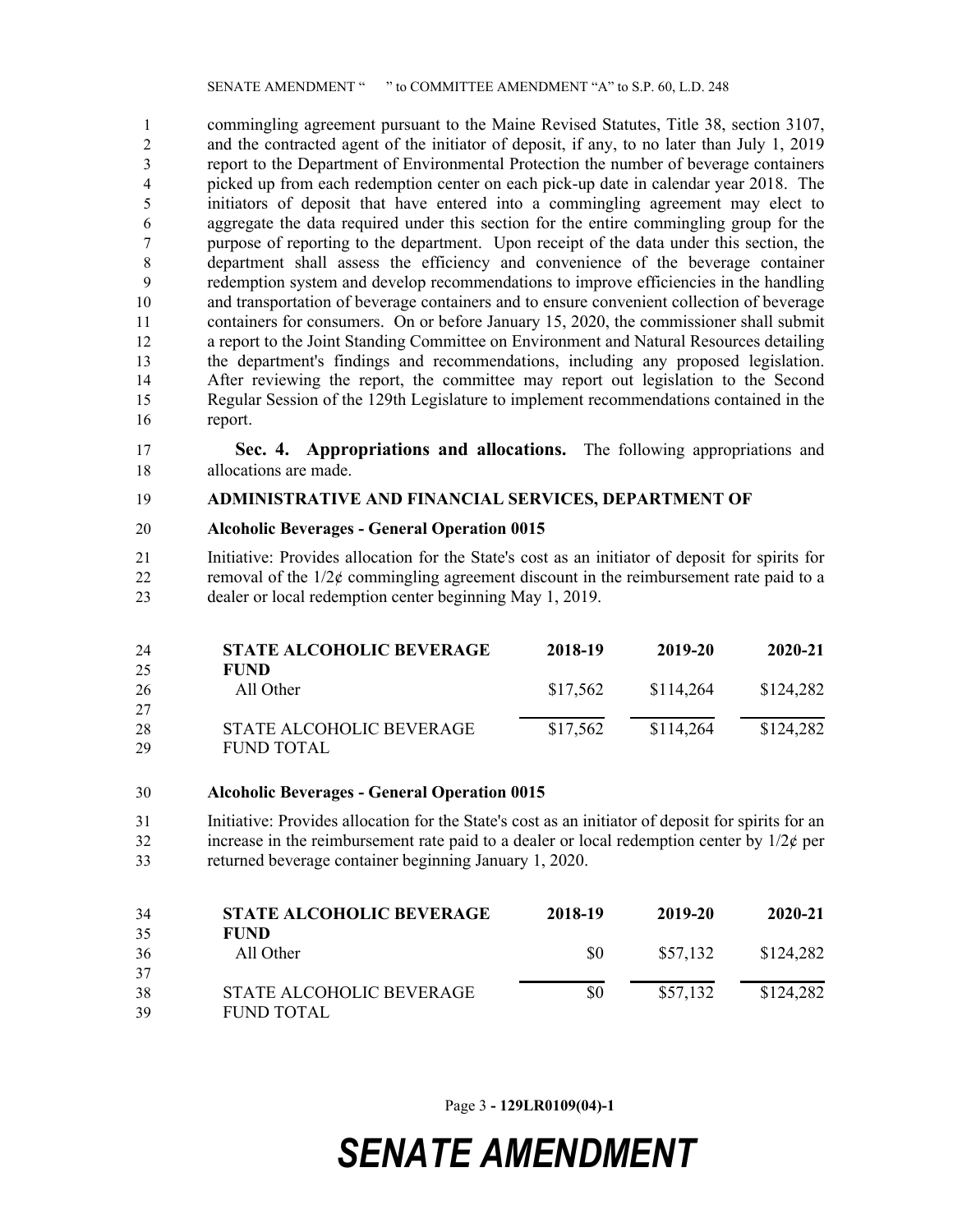commingling agreement pursuant to the Maine Revised Statutes, Title 38, section 3107, and the contracted agent of the initiator of deposit, if any, to no later than July 1, 2019 report to the Department of Environmental Protection the number of beverage containers picked up from each redemption center on each pick-up date in calendar year 2018. The initiators of deposit that have entered into a commingling agreement may elect to aggregate the data required under this section for the entire commingling group for the purpose of reporting to the department. Upon receipt of the data under this section, the department shall assess the efficiency and convenience of the beverage container redemption system and develop recommendations to improve efficiencies in the handling and transportation of beverage containers and to ensure convenient collection of beverage containers for consumers. On or before January 15, 2020, the commissioner shall submit a report to the Joint Standing Committee on Environment and Natural Resources detailing the department's findings and recommendations, including any proposed legislation. After reviewing the report, the committee may report out legislation to the Second Regular Session of the 129th Legislature to implement recommendations contained in the report.

**Sec. 4. Appropriations and allocations.** The following appropriations and allocations are made.

**ADMINISTRATIVE AND FINANCIAL SERVICES, DEPARTMENT OF**

**Alcoholic Beverages - General Operation 0015**

Initiative: Provides allocation for the State's cost as an initiator of deposit for spirits for removal of the 1/2¢ commingling agreement discount in the reimbursement rate paid to a dealer or local redemption center beginning May 1, 2019.

| STATE ALCOHOLIC BEVERAGE FUND | 2018-19 | 2019-20 | 2020-21 |
|---|---|---|---|
| All Other | $17,562 | $114,264 | $124,282 |
| STATE ALCOHOLIC BEVERAGE FUND TOTAL | $17,562 | $114,264 | $124,282 |

**Alcoholic Beverages - General Operation 0015**

Initiative: Provides allocation for the State's cost as an initiator of deposit for spirits for an increase in the reimbursement rate paid to a dealer or local redemption center by 1/2¢ per returned beverage container beginning January 1, 2020.

| STATE ALCOHOLIC BEVERAGE FUND | 2018-19 | 2019-20 | 2020-21 |
|---|---|---|---|
| All Other | $0 | $57,132 | $124,282 |
| STATE ALCOHOLIC BEVERAGE FUND TOTAL | $0 | $57,132 | $124,282 |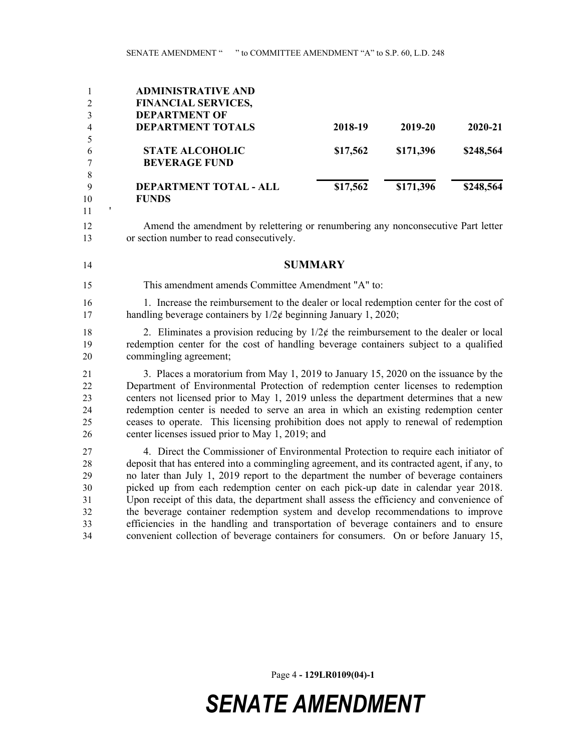| ADMINISTRATIVE AND FINANCIAL SERVICES, DEPARTMENT OF DEPARTMENT TOTALS | 2018-19 | 2019-20 | 2020-21 |
|---|---|---|---|
| STATE ALCOHOLIC BEVERAGE FUND | $17,562 | $171,396 | $248,564 |
| DEPARTMENT TOTAL - ALL FUNDS | $17,562 | $171,396 | $248,564 |

'

Amend the amendment by relettering or renumbering any nonconsecutive Part letter or section number to read consecutively.

## SUMMARY

This amendment amends Committee Amendment "A" to:

1. Increase the reimbursement to the dealer or local redemption center for the cost of handling beverage containers by 1/2¢ beginning January 1, 2020;

2. Eliminates a provision reducing by 1/2¢ the reimbursement to the dealer or local redemption center for the cost of handling beverage containers subject to a qualified commingling agreement;

3. Places a moratorium from May 1, 2019 to January 15, 2020 on the issuance by the Department of Environmental Protection of redemption center licenses to redemption centers not licensed prior to May 1, 2019 unless the department determines that a new redemption center is needed to serve an area in which an existing redemption center ceases to operate. This licensing prohibition does not apply to renewal of redemption center licenses issued prior to May 1, 2019; and

4. Direct the Commissioner of Environmental Protection to require each initiator of deposit that has entered into a commingling agreement, and its contracted agent, if any, to no later than July 1, 2019 report to the department the number of beverage containers picked up from each redemption center on each pick-up date in calendar year 2018. Upon receipt of this data, the department shall assess the efficiency and convenience of the beverage container redemption system and develop recommendations to improve efficiencies in the handling and transportation of beverage containers and to ensure convenient collection of beverage containers for consumers. On or before January 15,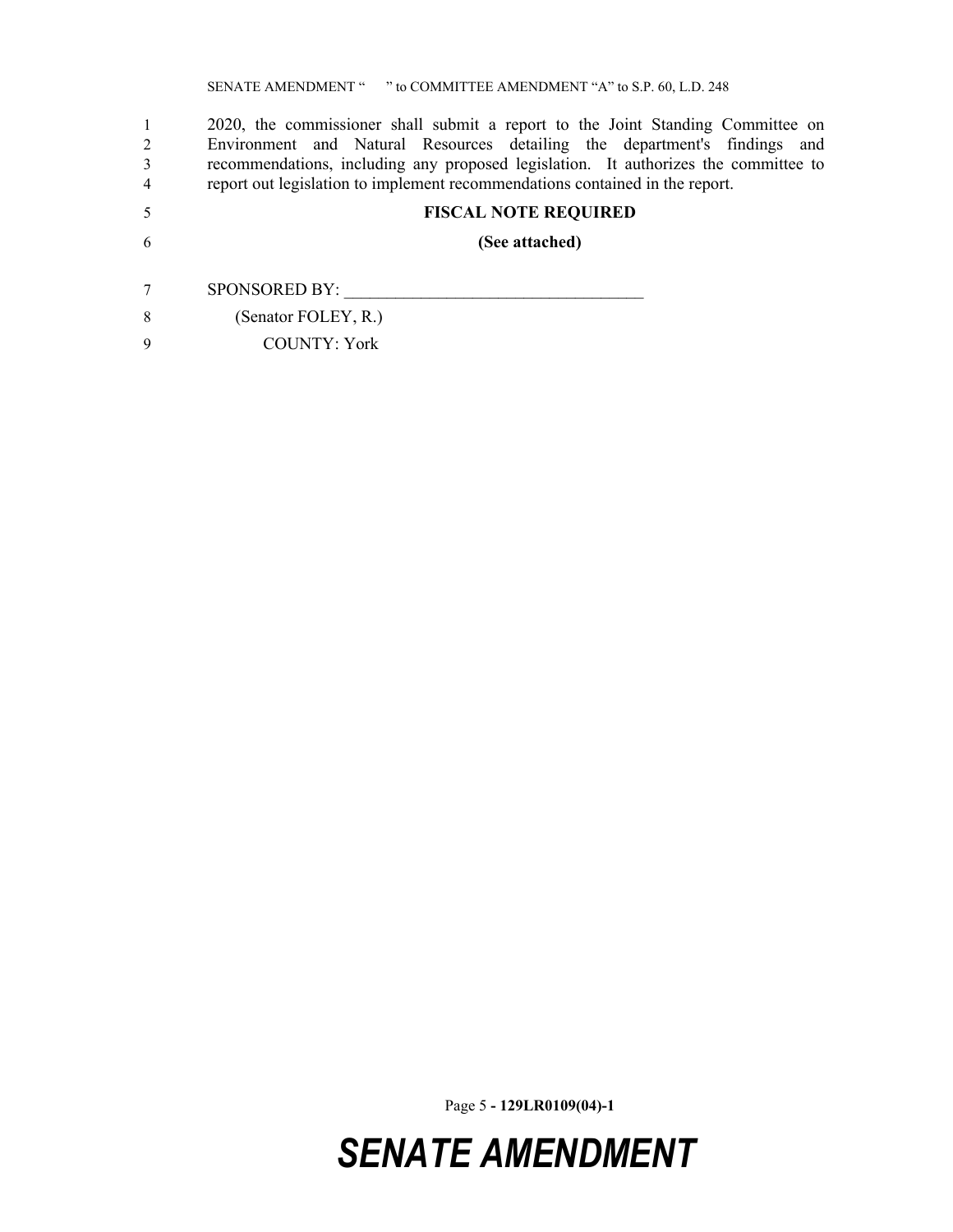2020, the commissioner shall submit a report to the Joint Standing Committee on Environment and Natural Resources detailing the department's findings and recommendations, including any proposed legislation. It authorizes the committee to report out legislation to implement recommendations contained in the report.

**FISCAL NOTE REQUIRED**

**(See attached)**

SPONSORED BY: ___________________________________

(Senator FOLEY, R.)

COUNTY: York

# *SENATE AMENDMENT*